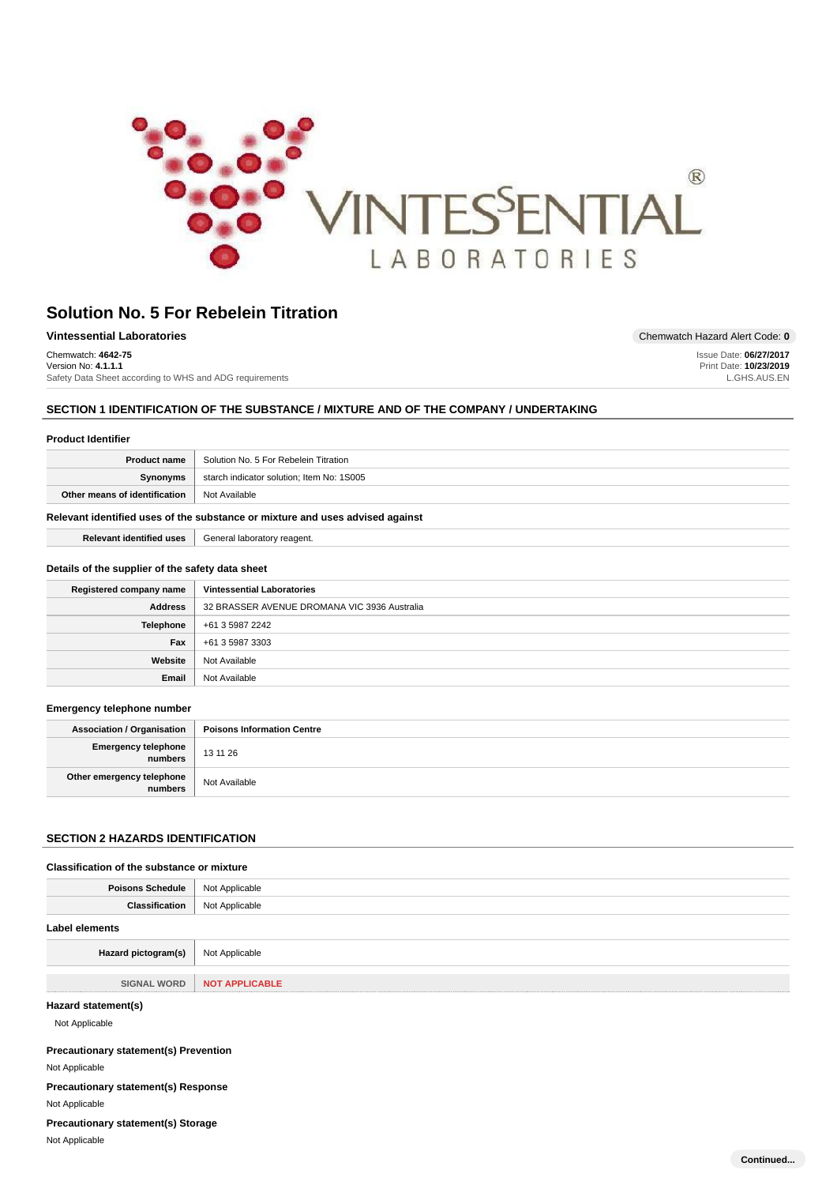# Solution No. 5 For Rebelein Titration

**Vintessential Laboratories**

Chemwatch Hazard Alert Code: **0**

Chemwatch: **4642-75**
Version No: **4.1.1.1**
Safety Data Sheet according to WHS and ADG requirements

Issue Date: **06/27/2017**
Print Date: **10/23/2019**
L.GHS.AUS.EN

## SECTION 1 IDENTIFICATION OF THE SUBSTANCE / MIXTURE AND OF THE COMPANY / UNDERTAKING

### Product Identifier

| | |
|---|---|
| **Product name** | Solution No. 5 For Rebelein Titration |
| **Synonyms** | starch indicator solution; Item No: 1S005 |
| **Other means of identification** | Not Available |

### Relevant identified uses of the substance or mixture and uses advised against

| | |
|---|---|
| **Relevant identified uses** | General laboratory reagent. |

### Details of the supplier of the safety data sheet

| | |
|---|---|
| **Registered company name** | **Vintessential Laboratories** |
| **Address** | 32 BRASSER AVENUE DROMANA VIC 3936 Australia |
| **Telephone** | +61 3 5987 2242 |
| **Fax** | +61 3 5987 3303 |
| **Website** | Not Available |
| **Email** | Not Available |

### Emergency telephone number

| | |
|---|---|
| **Association / Organisation** | **Poisons Information Centre** |
| **Emergency telephone numbers** | 13 11 26 |
| **Other emergency telephone numbers** | Not Available |

## SECTION 2 HAZARDS IDENTIFICATION

### Classification of the substance or mixture

| | |
|---|---|
| **Poisons Schedule** | Not Applicable |
| **Classification** | Not Applicable |

### Label elements

| | |
|---|---|
| **Hazard pictogram(s)** | Not Applicable |
| SIGNAL WORD | **NOT APPLICABLE** |

### Hazard statement(s)

Not Applicable

### Precautionary statement(s) Prevention

Not Applicable

### Precautionary statement(s) Response

Not Applicable

### Precautionary statement(s) Storage

Not Applicable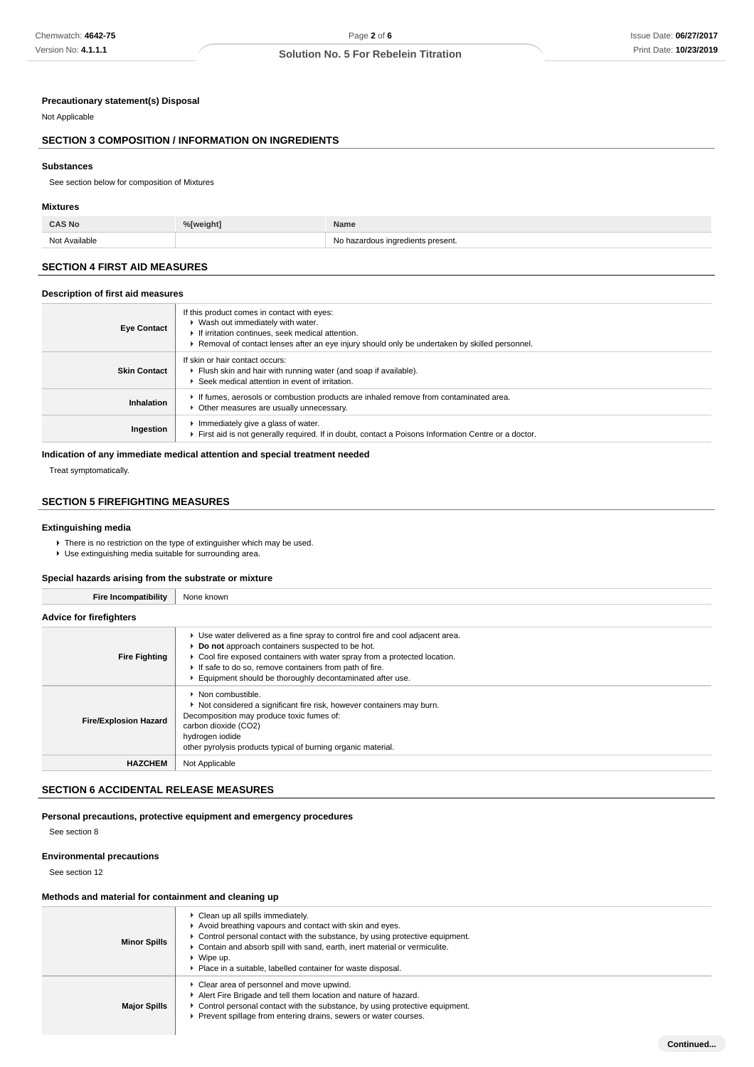#### Precautionary statement(s) Disposal

Not Applicable

## SECTION 3 COMPOSITION / INFORMATION ON INGREDIENTS

#### Substances

See section below for composition of Mixtures

#### Mixtures

| CAS No | %[weight] | Name |
|---|---|---|
| Not Available | | No hazardous ingredients present. |

## SECTION 4 FIRST AID MEASURES

#### Description of first aid measures

| | |
|---|---|
| **Eye Contact** | If this product comes in contact with eyes:<br>▸ Wash out immediately with water.<br>▸ If irritation continues, seek medical attention.<br>▸ Removal of contact lenses after an eye injury should only be undertaken by skilled personnel. |
| **Skin Contact** | If skin or hair contact occurs:<br>▸ Flush skin and hair with running water (and soap if available).<br>▸ Seek medical attention in event of irritation. |
| **Inhalation** | ▸ If fumes, aerosols or combustion products are inhaled remove from contaminated area.<br>▸ Other measures are usually unnecessary. |
| **Ingestion** | ▸ Immediately give a glass of water.<br>▸ First aid is not generally required. If in doubt, contact a Poisons Information Centre or a doctor. |

#### Indication of any immediate medical attention and special treatment needed

Treat symptomatically.

## SECTION 5 FIREFIGHTING MEASURES

#### Extinguishing media

- There is no restriction on the type of extinguisher which may be used.
- Use extinguishing media suitable for surrounding area.

#### Special hazards arising from the substrate or mixture

| | |
|---|---|
| **Fire Incompatibility** | None known |

#### Advice for firefighters

| | |
|---|---|
| **Fire Fighting** | ▸ Use water delivered as a fine spray to control fire and cool adjacent area.<br>▸ **Do not** approach containers suspected to be hot.<br>▸ Cool fire exposed containers with water spray from a protected location.<br>▸ If safe to do so, remove containers from path of fire.<br>▸ Equipment should be thoroughly decontaminated after use. |
| **Fire/Explosion Hazard** | ▸ Non combustible.<br>▸ Not considered a significant fire risk, however containers may burn.<br>Decomposition may produce toxic fumes of:<br>carbon dioxide ($CO_2$)<br>hydrogen iodide<br>other pyrolysis products typical of burning organic material. |
| **HAZCHEM** | Not Applicable |

## SECTION 6 ACCIDENTAL RELEASE MEASURES

#### Personal precautions, protective equipment and emergency procedures

See section 8

#### Environmental precautions

See section 12

#### Methods and material for containment and cleaning up

| | |
|---|---|
| **Minor Spills** | ▸ Clean up all spills immediately.<br>▸ Avoid breathing vapours and contact with skin and eyes.<br>▸ Control personal contact with the substance, by using protective equipment.<br>▸ Contain and absorb spill with sand, earth, inert material or vermiculite.<br>▸ Wipe up.<br>▸ Place in a suitable, labelled container for waste disposal. |
| **Major Spills** | ▸ Clear area of personnel and move upwind.<br>▸ Alert Fire Brigade and tell them location and nature of hazard.<br>▸ Control personal contact with the substance, by using protective equipment.<br>▸ Prevent spillage from entering drains, sewers or water courses. |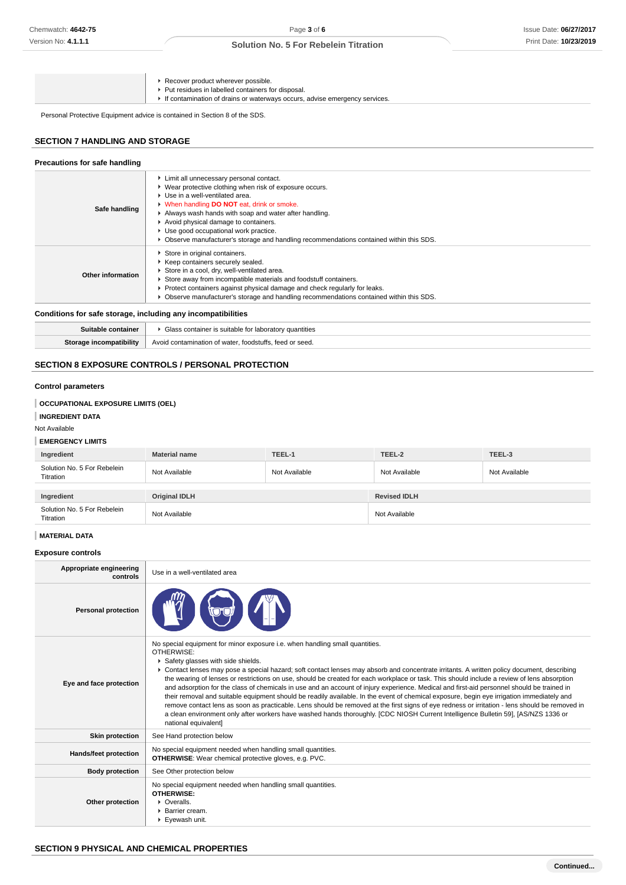|  |  |
|---|---|
|  | ▸ Recover product wherever possible.<br>▸ Put residues in labelled containers for disposal.<br>▸ If contamination of drains or waterways occurs, advise emergency services. |

Personal Protective Equipment advice is contained in Section 8 of the SDS.

## SECTION 7 HANDLING AND STORAGE

### Precautions for safe handling

|  |  |
|---|---|
| **Safe handling** | ▸ Limit all unnecessary personal contact.<br>▸ Wear protective clothing when risk of exposure occurs.<br>▸ Use in a well-ventilated area.<br>▸ When handling **DO NOT** eat, drink or smoke.<br>▸ Always wash hands with soap and water after handling.<br>▸ Avoid physical damage to containers.<br>▸ Use good occupational work practice.<br>▸ Observe manufacturer's storage and handling recommendations contained within this SDS. |
| **Other information** | ▸ Store in original containers.<br>▸ Keep containers securely sealed.<br>▸ Store in a cool, dry, well-ventilated area.<br>▸ Store away from incompatible materials and foodstuff containers.<br>▸ Protect containers against physical damage and check regularly for leaks.<br>▸ Observe manufacturer's storage and handling recommendations contained within this SDS. |

### Conditions for safe storage, including any incompatibilities

|  |  |
|---|---|
| **Suitable container** | ▸ Glass container is suitable for laboratory quantities |
| **Storage incompatibility** | Avoid contamination of water, foodstuffs, feed or seed. |

## SECTION 8 EXPOSURE CONTROLS / PERSONAL PROTECTION

### Control parameters

**OCCUPATIONAL EXPOSURE LIMITS (OEL)**

**INGREDIENT DATA**

Not Available

**EMERGENCY LIMITS**

| Ingredient | Material name | TEEL-1 | TEEL-2 | TEEL-3 |
|---|---|---|---|---|
| Solution No. 5 For Rebelein Titration | Not Available | Not Available | Not Available | Not Available |

| Ingredient | Original IDLH | Revised IDLH |
|---|---|---|
| Solution No. 5 For Rebelein Titration | Not Available | Not Available |

**MATERIAL DATA**

### Exposure controls

|  |  |
|---|---|
| **Appropriate engineering controls** | Use in a well-ventilated area |
| **Personal protection** |  |
| **Eye and face protection** | No special equipment for minor exposure i.e. when handling small quantities.<br>OTHERWISE:<br>▸ Safety glasses with side shields.<br>▸ Contact lenses may pose a special hazard; soft contact lenses may absorb and concentrate irritants. A written policy document, describing the wearing of lenses or restrictions on use, should be created for each workplace or task. This should include a review of lens absorption and adsorption for the class of chemicals in use and an account of injury experience. Medical and first-aid personnel should be trained in their removal and suitable equipment should be readily available. In the event of chemical exposure, begin eye irrigation immediately and remove contact lens as soon as practicable. Lens should be removed at the first signs of eye redness or irritation - lens should be removed in a clean environment only after workers have washed hands thoroughly. [CDC NIOSH Current Intelligence Bulletin 59], [AS/NZS 1336 or national equivalent] |
| **Skin protection** | See Hand protection below |
| **Hands/feet protection** | No special equipment needed when handling small quantities.<br>**OTHERWISE**: Wear chemical protective gloves, e.g. PVC. |
| **Body protection** | See Other protection below |
| **Other protection** | No special equipment needed when handling small quantities.<br>**OTHERWISE:**<br>▸ Overalls.<br>▸ Barrier cream.<br>▸ Eyewash unit. |

## SECTION 9 PHYSICAL AND CHEMICAL PROPERTIES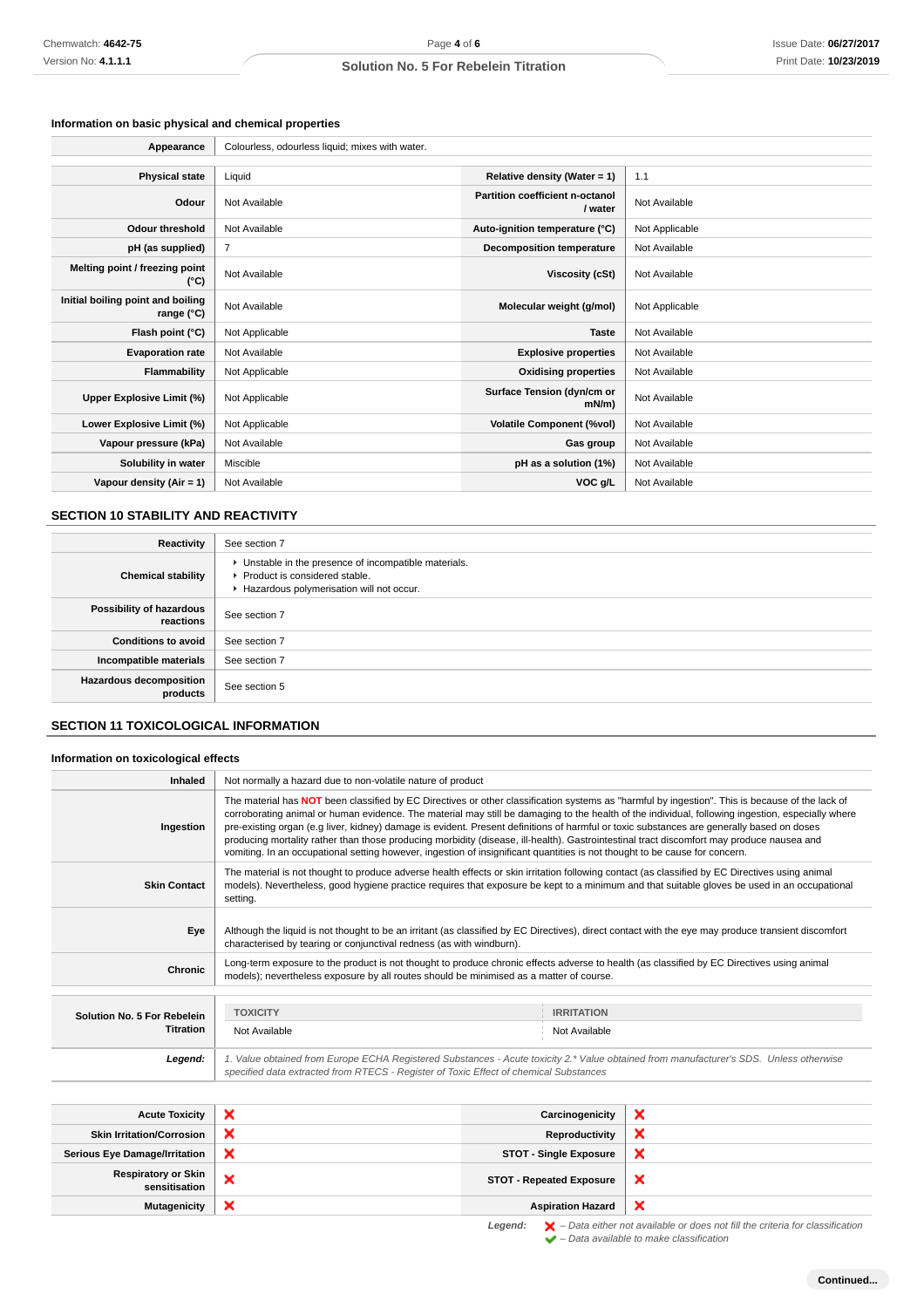### Information on basic physical and chemical properties

| | | | |
|---|---|---|---|
| **Appearance** | Colourless, odourless liquid; mixes with water. | | |
| **Physical state** | Liquid | **Relative density (Water = 1)** | 1.1 |
| **Odour** | Not Available | **Partition coefficient n-octanol / water** | Not Available |
| **Odour threshold** | Not Available | **Auto-ignition temperature (°C)** | Not Applicable |
| **pH (as supplied)** | 7 | **Decomposition temperature** | Not Available |
| **Melting point / freezing point (°C)** | Not Available | **Viscosity (cSt)** | Not Available |
| **Initial boiling point and boiling range (°C)** | Not Available | **Molecular weight (g/mol)** | Not Applicable |
| **Flash point (°C)** | Not Applicable | **Taste** | Not Available |
| **Evaporation rate** | Not Available | **Explosive properties** | Not Available |
| **Flammability** | Not Applicable | **Oxidising properties** | Not Available |
| **Upper Explosive Limit (%)** | Not Applicable | **Surface Tension (dyn/cm or mN/m)** | Not Available |
| **Lower Explosive Limit (%)** | Not Applicable | **Volatile Component (%vol)** | Not Available |
| **Vapour pressure (kPa)** | Not Available | **Gas group** | Not Available |
| **Solubility in water** | Miscible | **pH as a solution (1%)** | Not Available |
| **Vapour density (Air = 1)** | Not Available | **VOC g/L** | Not Available |

## SECTION 10 STABILITY AND REACTIVITY

| | |
|---|---|
| **Reactivity** | See section 7 |
| **Chemical stability** | ‣ Unstable in the presence of incompatible materials.<br>‣ Product is considered stable.<br>‣ Hazardous polymerisation will not occur. |
| **Possibility of hazardous reactions** | See section 7 |
| **Conditions to avoid** | See section 7 |
| **Incompatible materials** | See section 7 |
| **Hazardous decomposition products** | See section 5 |

## SECTION 11 TOXICOLOGICAL INFORMATION

### Information on toxicological effects

| | |
|---|---|
| **Inhaled** | Not normally a hazard due to non-volatile nature of product |
| **Ingestion** | The material has **NOT** been classified by EC Directives or other classification systems as "harmful by ingestion". This is because of the lack of corroborating animal or human evidence. The material may still be damaging to the health of the individual, following ingestion, especially where pre-existing organ (e.g liver, kidney) damage is evident. Present definitions of harmful or toxic substances are generally based on doses producing mortality rather than those producing morbidity (disease, ill-health). Gastrointestinal tract discomfort may produce nausea and vomiting. In an occupational setting however, ingestion of insignificant quantities is not thought to be cause for concern. |
| **Skin Contact** | The material is not thought to produce adverse health effects or skin irritation following contact (as classified by EC Directives using animal models). Nevertheless, good hygiene practice requires that exposure be kept to a minimum and that suitable gloves be used in an occupational setting. |
| **Eye** | Although the liquid is not thought to be an irritant (as classified by EC Directives), direct contact with the eye may produce transient discomfort characterised by tearing or conjunctival redness (as with windburn). |
| **Chronic** | Long-term exposure to the product is not thought to produce chronic effects adverse to health (as classified by EC Directives using animal models); nevertheless exposure by all routes should be minimised as a matter of course. |

| | TOXICITY | IRRITATION |
|---|---|---|
| **Solution No. 5 For Rebelein Titration** | Not Available | Not Available |

*Legend:* *1. Value obtained from Europe ECHA Registered Substances - Acute toxicity 2.\* Value obtained from manufacturer's SDS. Unless otherwise specified data extracted from RTECS - Register of Toxic Effect of chemical Substances*

| | | | |
|---|---|---|---|
| **Acute Toxicity** | ❌ | **Carcinogenicity** | ❌ |
| **Skin Irritation/Corrosion** | ❌ | **Reproductivity** | ❌ |
| **Serious Eye Damage/Irritation** | ❌ | **STOT - Single Exposure** | ❌ |
| **Respiratory or Skin sensitisation** | ❌ | **STOT - Repeated Exposure** | ❌ |
| **Mutagenicity** | ❌ | **Aspiration Hazard** | ❌ |

*Legend:* ❌ *– Data either not available or does not fill the criteria for classification*
✔ *– Data available to make classification*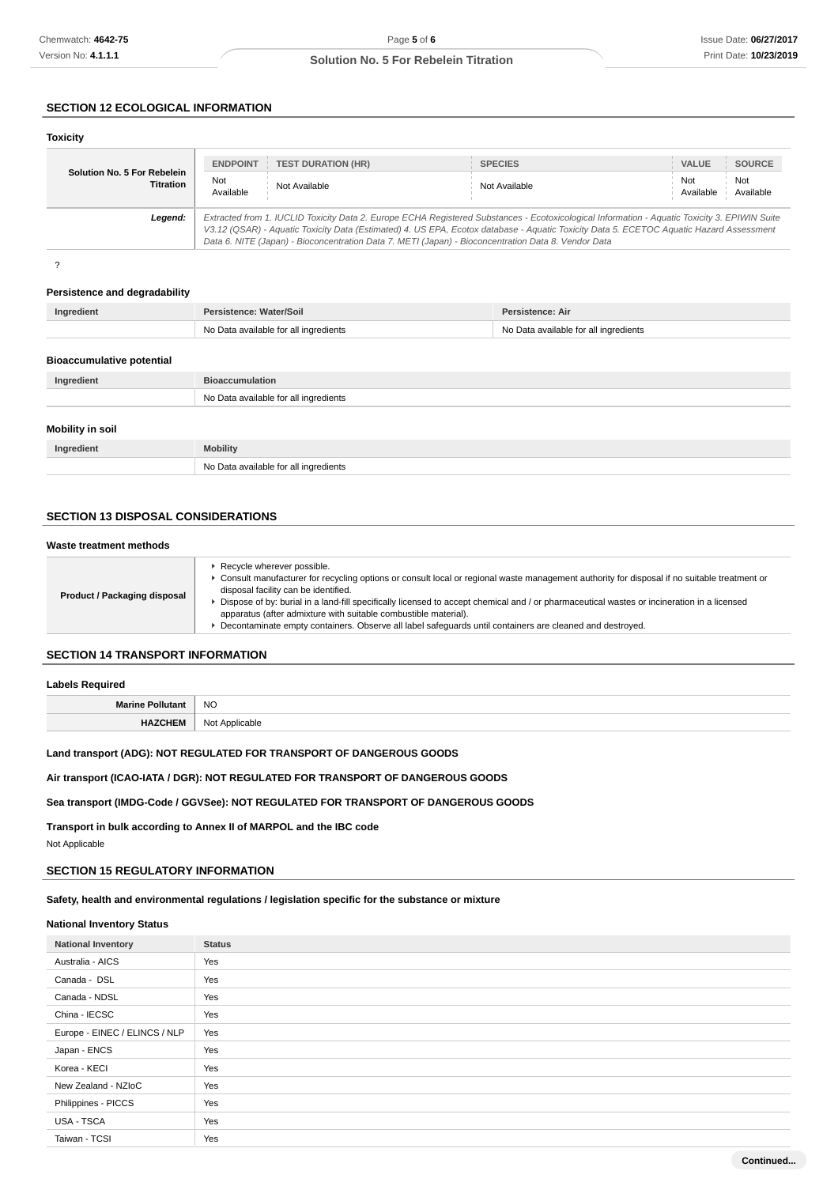## SECTION 12 ECOLOGICAL INFORMATION

### Toxicity

| Solution No. 5 For Rebelein Titration | ENDPOINT | TEST DURATION (HR) | SPECIES | VALUE | SOURCE |
|---|---|---|---|---|---|
| | Not Available | Not Available | Not Available | Not Available | Not Available |
| **Legend:** | *Extracted from 1. IUCLID Toxicity Data 2. Europe ECHA Registered Substances - Ecotoxicological Information - Aquatic Toxicity 3. EPIWIN Suite V3.12 (QSAR) - Aquatic Toxicity Data (Estimated) 4. US EPA, Ecotox database - Aquatic Toxicity Data 5. ECETOC Aquatic Hazard Assessment Data 6. NITE (Japan) - Bioconcentration Data 7. METI (Japan) - Bioconcentration Data 8. Vendor Data* | | | | |

?

### Persistence and degradability

| Ingredient | Persistence: Water/Soil | Persistence: Air |
|---|---|---|
| | No Data available for all ingredients | No Data available for all ingredients |

### Bioaccumulative potential

| Ingredient | Bioaccumulation |
|---|---|
| | No Data available for all ingredients |

### Mobility in soil

| Ingredient | Mobility |
|---|---|
| | No Data available for all ingredients |

## SECTION 13 DISPOSAL CONSIDERATIONS

### Waste treatment methods

| Product / Packaging disposal | ▸ Recycle wherever possible.<br>▸ Consult manufacturer for recycling options or consult local or regional waste management authority for disposal if no suitable treatment or disposal facility can be identified.<br>▸ Dispose of by: burial in a land-fill specifically licensed to accept chemical and / or pharmaceutical wastes or incineration in a licensed apparatus (after admixture with suitable combustible material).<br>▸ Decontaminate empty containers. Observe all label safeguards until containers are cleaned and destroyed. |
|---|---|

## SECTION 14 TRANSPORT INFORMATION

### Labels Required

| Marine Pollutant | NO |
|---|---|
| **HAZCHEM** | Not Applicable |

**Land transport (ADG): NOT REGULATED FOR TRANSPORT OF DANGEROUS GOODS**

**Air transport (ICAO-IATA / DGR): NOT REGULATED FOR TRANSPORT OF DANGEROUS GOODS**

**Sea transport (IMDG-Code / GGVSee): NOT REGULATED FOR TRANSPORT OF DANGEROUS GOODS**

**Transport in bulk according to Annex II of MARPOL and the IBC code**

Not Applicable

## SECTION 15 REGULATORY INFORMATION

**Safety, health and environmental regulations / legislation specific for the substance or mixture**

### National Inventory Status

| National Inventory | Status |
|---|---|
| Australia - AICS | Yes |
| Canada - DSL | Yes |
| Canada - NDSL | Yes |
| China - IECSC | Yes |
| Europe - EINEC / ELINCS / NLP | Yes |
| Japan - ENCS | Yes |
| Korea - KECI | Yes |
| New Zealand - NZIoC | Yes |
| Philippines - PICCS | Yes |
| USA - TSCA | Yes |
| Taiwan - TCSI | Yes |

**Continued...**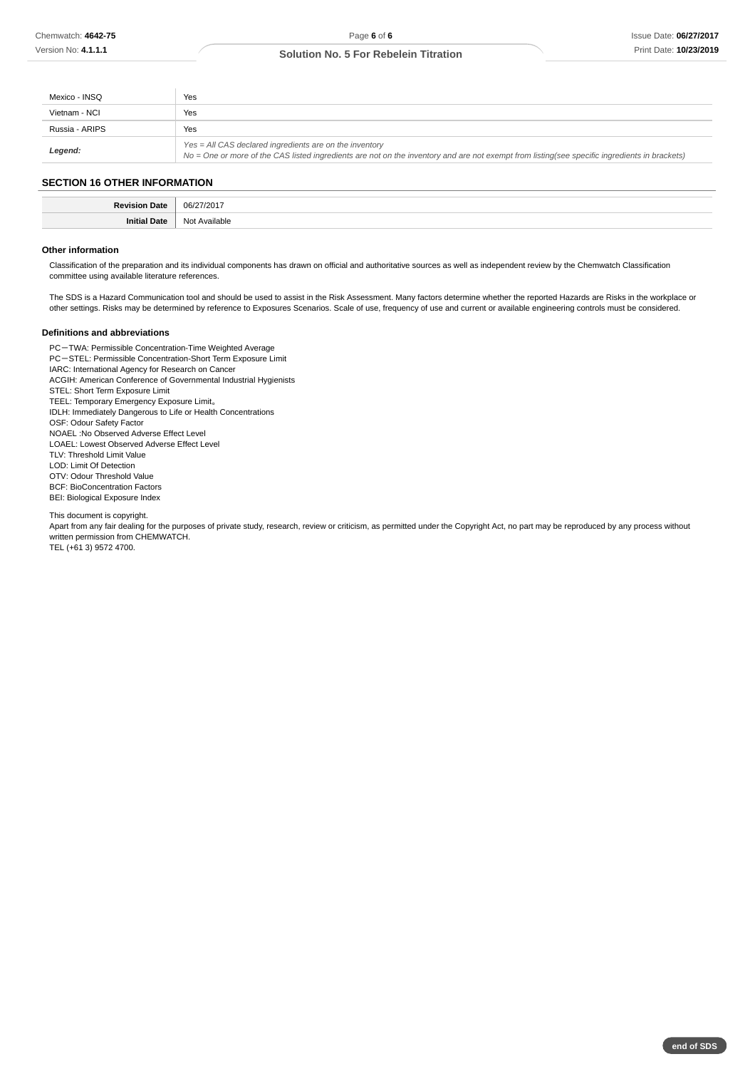| | |
|---|---|
| Mexico - INSQ | Yes |
| Vietnam - NCI | Yes |
| Russia - ARIPS | Yes |
| ***Legend:*** | *Yes = All CAS declared ingredients are on the inventory*<br>*No = One or more of the CAS listed ingredients are not on the inventory and are not exempt from listing(see specific ingredients in brackets)* |

## SECTION 16 OTHER INFORMATION

| | |
|---|---|
| **Revision Date** | 06/27/2017 |
| **Initial Date** | Not Available |

### Other information

Classification of the preparation and its individual components has drawn on official and authoritative sources as well as independent review by the Chemwatch Classification committee using available literature references.

The SDS is a Hazard Communication tool and should be used to assist in the Risk Assessment. Many factors determine whether the reported Hazards are Risks in the workplace or other settings. Risks may be determined by reference to Exposures Scenarios. Scale of use, frequency of use and current or available engineering controls must be considered.

### Definitions and abbreviations

PC－TWA: Permissible Concentration-Time Weighted Average
PC－STEL: Permissible Concentration-Short Term Exposure Limit
IARC: International Agency for Research on Cancer
ACGIH: American Conference of Governmental Industrial Hygienists
STEL: Short Term Exposure Limit
TEEL: Temporary Emergency Exposure Limit。
IDLH: Immediately Dangerous to Life or Health Concentrations
OSF: Odour Safety Factor
NOAEL :No Observed Adverse Effect Level
LOAEL: Lowest Observed Adverse Effect Level
TLV: Threshold Limit Value
LOD: Limit Of Detection
OTV: Odour Threshold Value
BCF: BioConcentration Factors
BEI: Biological Exposure Index

This document is copyright.
Apart from any fair dealing for the purposes of private study, research, review or criticism, as permitted under the Copyright Act, no part may be reproduced by any process without written permission from CHEMWATCH.
TEL (+61 3) 9572 4700.

**end of SDS**